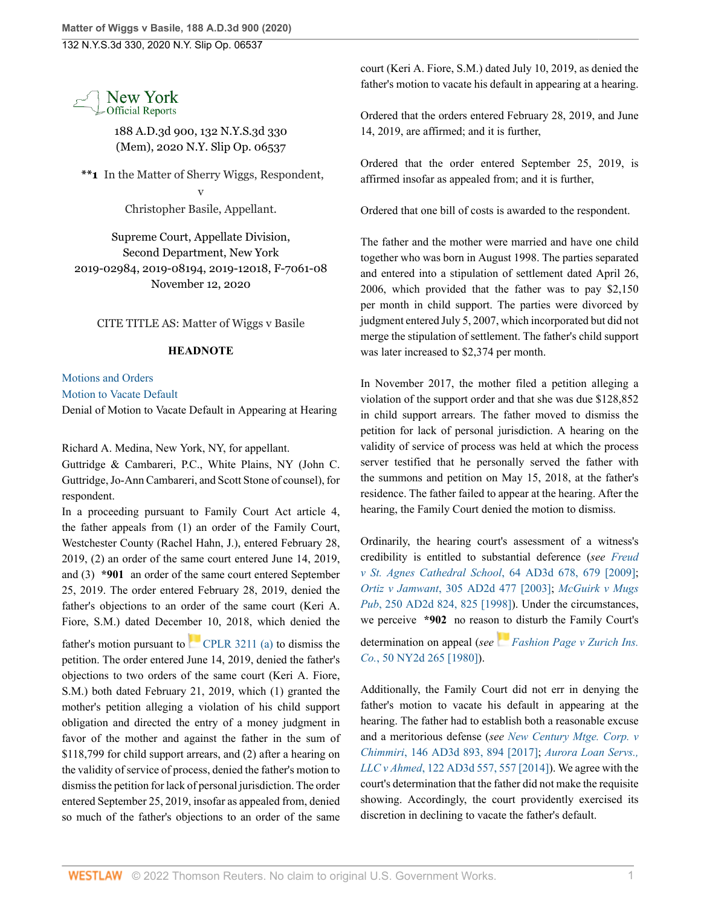New York Official Reports

188 A.D.3d 900, 132 N.Y.S.3d 330 (Mem), 2020 N.Y. Slip Op. 06537

**1 In the Matter of Sherry Wiggs, Respondent,

v

Christopher Basile, Appellant.

Supreme Court, Appellate Division, Second Department, New York
2019-02984, 2019-08194, 2019-12018, F-7061-08
November 12, 2020

CITE TITLE AS: Matter of Wiggs v Basile

**HEADNOTE**

Motions and Orders
Motion to Vacate Default
Denial of Motion to Vacate Default in Appearing at Hearing

Richard A. Medina, New York, NY, for appellant.
Guttridge & Cambareri, P.C., White Plains, NY (John C. Guttridge, Jo-Ann Cambareri, and Scott Stone of counsel), for respondent.

In a proceeding pursuant to Family Court Act article 4, the father appeals from (1) an order of the Family Court, Westchester County (Rachel Hahn, J.), entered February 28, 2019, (2) an order of the same court entered June 14, 2019, and (3) *901 an order of the same court entered September 25, 2019. The order entered February 28, 2019, denied the father's objections to an order of the same court (Keri A. Fiore, S.M.) dated December 10, 2018, which denied the father's motion pursuant to CPLR 3211 (a) to dismiss the petition. The order entered June 14, 2019, denied the father's objections to two orders of the same court (Keri A. Fiore, S.M.) both dated February 21, 2019, which (1) granted the mother's petition alleging a violation of his child support obligation and directed the entry of a money judgment in favor of the mother and against the father in the sum of $118,799 for child support arrears, and (2) after a hearing on the validity of service of process, denied the father's motion to dismiss the petition for lack of personal jurisdiction. The order entered September 25, 2019, insofar as appealed from, denied so much of the father's objections to an order of the same court (Keri A. Fiore, S.M.) dated July 10, 2019, as denied the father's motion to vacate his default in appearing at a hearing.

Ordered that the orders entered February 28, 2019, and June 14, 2019, are affirmed; and it is further,

Ordered that the order entered September 25, 2019, is affirmed insofar as appealed from; and it is further,

Ordered that one bill of costs is awarded to the respondent.

The father and the mother were married and have one child together who was born in August 1998. The parties separated and entered into a stipulation of settlement dated April 26, 2006, which provided that the father was to pay $2,150 per month in child support. The parties were divorced by judgment entered July 5, 2007, which incorporated but did not merge the stipulation of settlement. The father's child support was later increased to $2,374 per month.

In November 2017, the mother filed a petition alleging a violation of the support order and that she was due $128,852 in child support arrears. The father moved to dismiss the petition for lack of personal jurisdiction. A hearing on the validity of service of process was held at which the process server testified that he personally served the father with the summons and petition on May 15, 2018, at the father's residence. The father failed to appear at the hearing. After the hearing, the Family Court denied the motion to dismiss.

Ordinarily, the hearing court's assessment of a witness's credibility is entitled to substantial deference (*see Freud v St. Agnes Cathedral School*, 64 AD3d 678, 679 [2009]; *Ortiz v Jamwant*, 305 AD2d 477 [2003]; *McGuirk v Mugs Pub*, 250 AD2d 824, 825 [1998]). Under the circumstances, we perceive *902 no reason to disturb the Family Court's determination on appeal (*see Fashion Page v Zurich Ins. Co.*, 50 NY2d 265 [1980]).

Additionally, the Family Court did not err in denying the father's motion to vacate his default in appearing at the hearing. The father had to establish both a reasonable excuse and a meritorious defense (*see New Century Mtge. Corp. v Chimmiri*, 146 AD3d 893, 894 [2017]; *Aurora Loan Servs., LLC v Ahmed*, 122 AD3d 557, 557 [2014]). We agree with the court's determination that the father did not make the requisite showing. Accordingly, the court providently exercised its discretion in declining to vacate the father's default.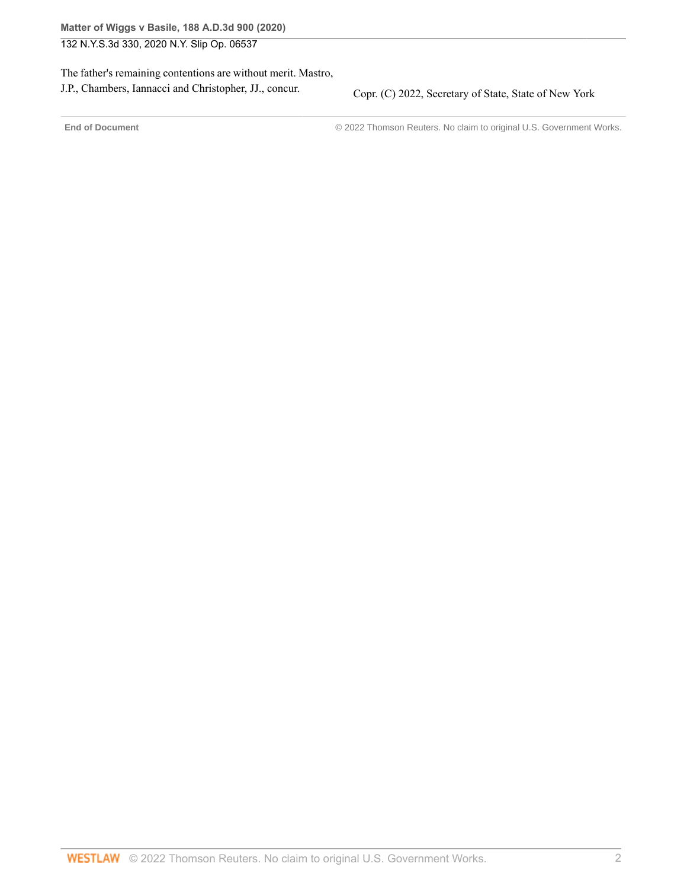The father's remaining contentions are without merit. Mastro, J.P., Chambers, Iannacci and Christopher, JJ., concur.

Copr. (C) 2022, Secretary of State, State of New York

**End of Document**